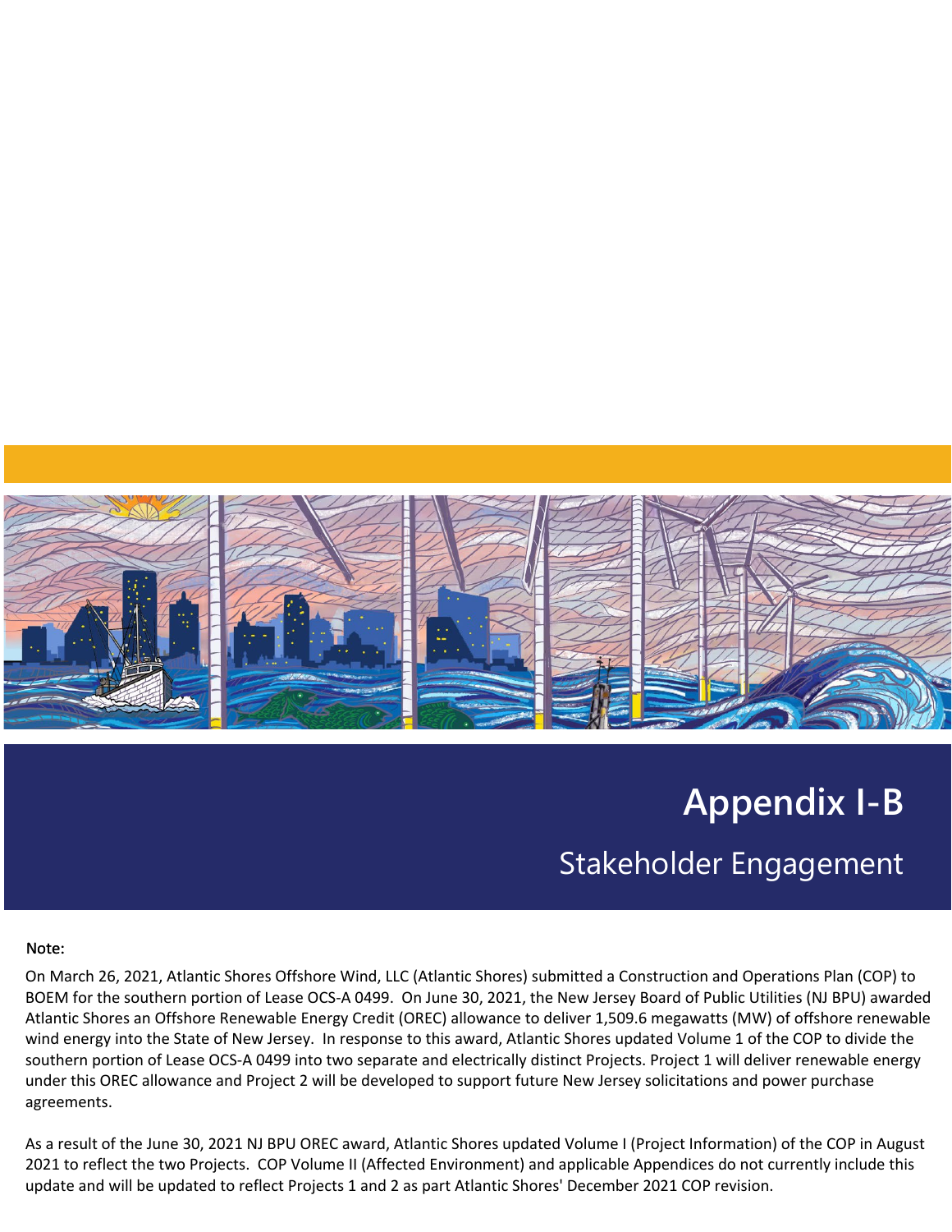# Appendix I-B

## Stakeholder Engagement

Note:

On March 26, 2021, Atlantic Shores Offshore Wind, LLC (Atlantic Shores) submitted a Construction and Operations Plan (COP) to BOEM for the southern portion of Lease OCS-A 0499. On June 30, 2021, the New Jersey Board of Public Utilities (NJ BPU) awarded Atlantic Shores an Offshore Renewable Energy Credit (OREC) allowance to deliver 1,509.6 megawatts (MW) of offshore renewable wind energy into the State of New Jersey. In response to this award, Atlantic Shores updated Volume 1 of the COP to divide the southern portion of Lease OCS-A 0499 into two separate and electrically distinct Projects. Project 1 will deliver renewable energy under this OREC allowance and Project 2 will be developed to support future New Jersey solicitations and power purchase agreements.

As a result of the June 30, 2021 NJ BPU OREC award, Atlantic Shores updated Volume I (Project Information) of the COP in August 2021 to reflect the two Projects. COP Volume II (Affected Environment) and applicable Appendices do not currently include this update and will be updated to reflect Projects 1 and 2 as part Atlantic Shores' December 2021 COP revision.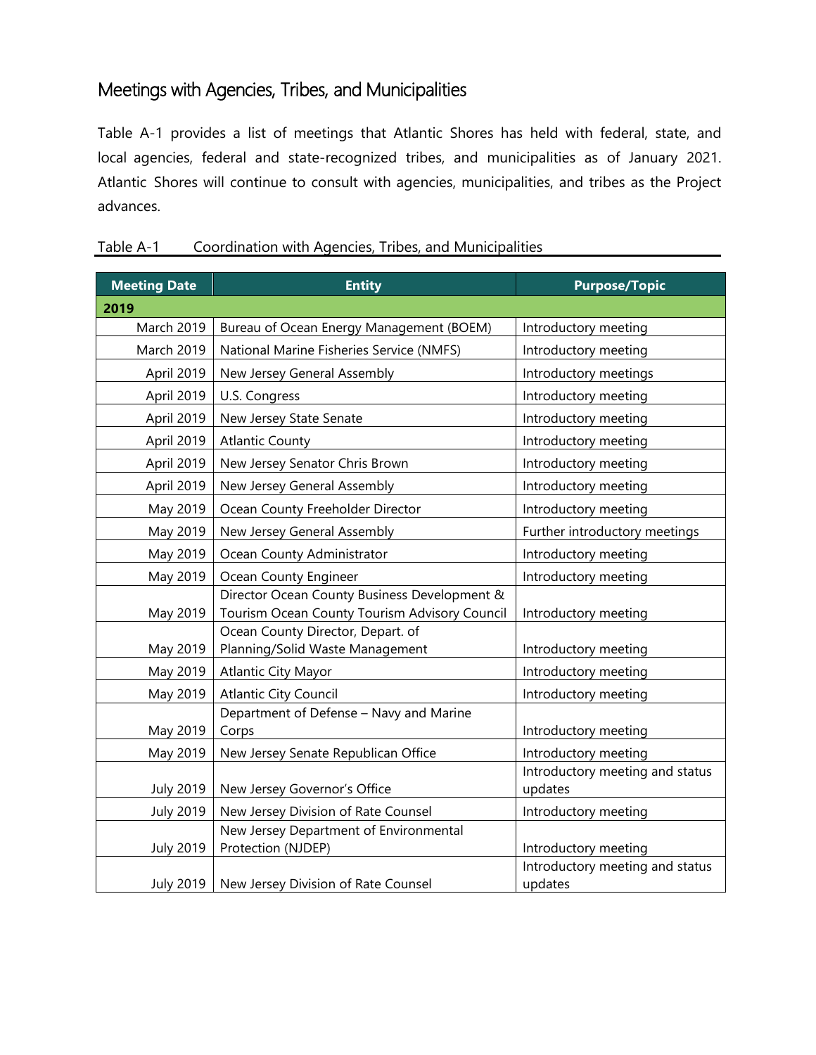## Meetings with Agencies, Tribes, and Municipalities

Table A-1 provides a list of meetings that Atlantic Shores has held with federal, state, and local agencies, federal and state-recognized tribes, and municipalities as of January 2021. Atlantic Shores will continue to consult with agencies, municipalities, and tribes as the Project advances.

Table A-1 Coordination with Agencies, Tribes, and Municipalities

| Meeting Date | Entity | Purpose/Topic |
|---|---|---|
| **2019** | | |
| March 2019 | Bureau of Ocean Energy Management (BOEM) | Introductory meeting |
| March 2019 | National Marine Fisheries Service (NMFS) | Introductory meeting |
| April 2019 | New Jersey General Assembly | Introductory meetings |
| April 2019 | U.S. Congress | Introductory meeting |
| April 2019 | New Jersey State Senate | Introductory meeting |
| April 2019 | Atlantic County | Introductory meeting |
| April 2019 | New Jersey Senator Chris Brown | Introductory meeting |
| April 2019 | New Jersey General Assembly | Introductory meeting |
| May 2019 | Ocean County Freeholder Director | Introductory meeting |
| May 2019 | New Jersey General Assembly | Further introductory meetings |
| May 2019 | Ocean County Administrator | Introductory meeting |
| May 2019 | Ocean County Engineer | Introductory meeting |
| May 2019 | Director Ocean County Business Development & Tourism Ocean County Tourism Advisory Council | Introductory meeting |
| May 2019 | Ocean County Director, Depart. of Planning/Solid Waste Management | Introductory meeting |
| May 2019 | Atlantic City Mayor | Introductory meeting |
| May 2019 | Atlantic City Council | Introductory meeting |
| May 2019 | Department of Defense – Navy and Marine Corps | Introductory meeting |
| May 2019 | New Jersey Senate Republican Office | Introductory meeting |
| July 2019 | New Jersey Governor's Office | Introductory meeting and status updates |
| July 2019 | New Jersey Division of Rate Counsel | Introductory meeting |
| July 2019 | New Jersey Department of Environmental Protection (NJDEP) | Introductory meeting |
| July 2019 | New Jersey Division of Rate Counsel | Introductory meeting and status updates |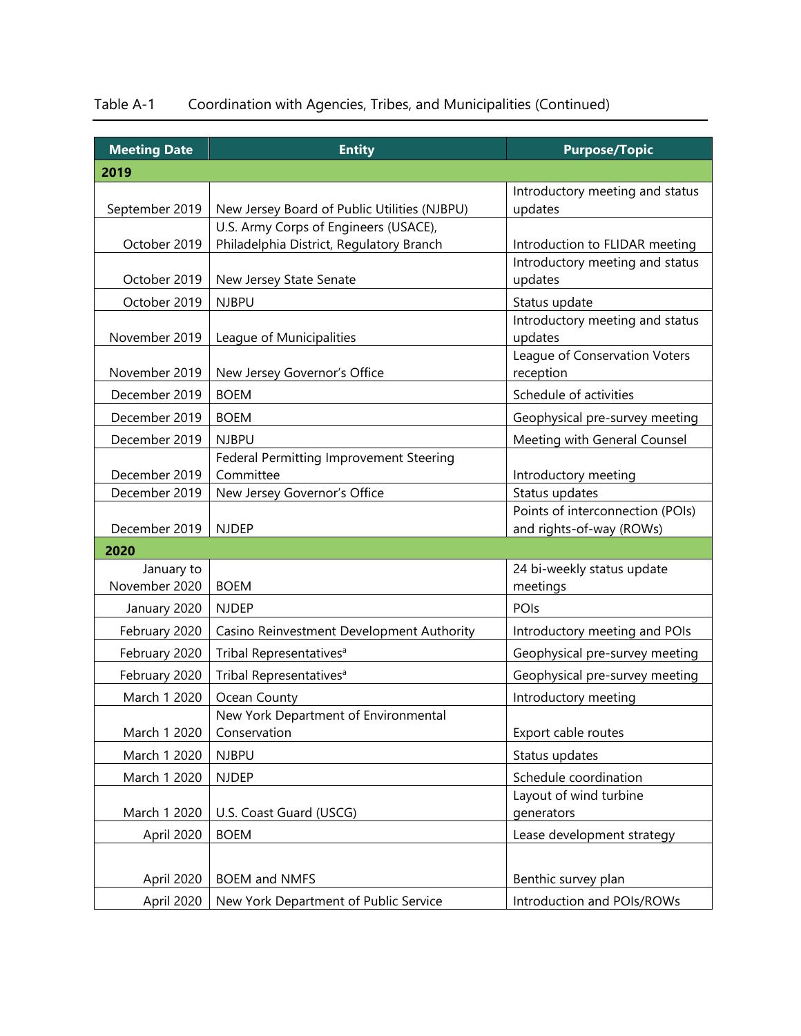Table A-1 Coordination with Agencies, Tribes, and Municipalities (Continued)

| Meeting Date | Entity | Purpose/Topic |
|---|---|---|
| **2019** | | |
| September 2019 | New Jersey Board of Public Utilities (NJBPU) | Introductory meeting and status updates |
| October 2019 | U.S. Army Corps of Engineers (USACE), Philadelphia District, Regulatory Branch | Introduction to FLIDAR meeting |
| October 2019 | New Jersey State Senate | Introductory meeting and status updates |
| October 2019 | NJBPU | Status update |
| November 2019 | League of Municipalities | Introductory meeting and status updates |
| November 2019 | New Jersey Governor's Office | League of Conservation Voters reception |
| December 2019 | BOEM | Schedule of activities |
| December 2019 | BOEM | Geophysical pre-survey meeting |
| December 2019 | NJBPU | Meeting with General Counsel |
| December 2019 | Federal Permitting Improvement Steering Committee | Introductory meeting |
| December 2019 | New Jersey Governor's Office | Status updates |
| December 2019 | NJDEP | Points of interconnection (POIs) and rights-of-way (ROWs) |
| **2020** | | |
| January to November 2020 | BOEM | 24 bi-weekly status update meetings |
| January 2020 | NJDEP | POIs |
| February 2020 | Casino Reinvestment Development Authority | Introductory meeting and POIs |
| February 2020 | Tribal Representatives[a] | Geophysical pre-survey meeting |
| February 2020 | Tribal Representatives[a] | Geophysical pre-survey meeting |
| March 1 2020 | Ocean County | Introductory meeting |
| March 1 2020 | New York Department of Environmental Conservation | Export cable routes |
| March 1 2020 | NJBPU | Status updates |
| March 1 2020 | NJDEP | Schedule coordination |
| March 1 2020 | U.S. Coast Guard (USCG) | Layout of wind turbine generators |
| April 2020 | BOEM | Lease development strategy |
| April 2020 | BOEM and NMFS | Benthic survey plan |
| April 2020 | New York Department of Public Service | Introduction and POIs/ROWs |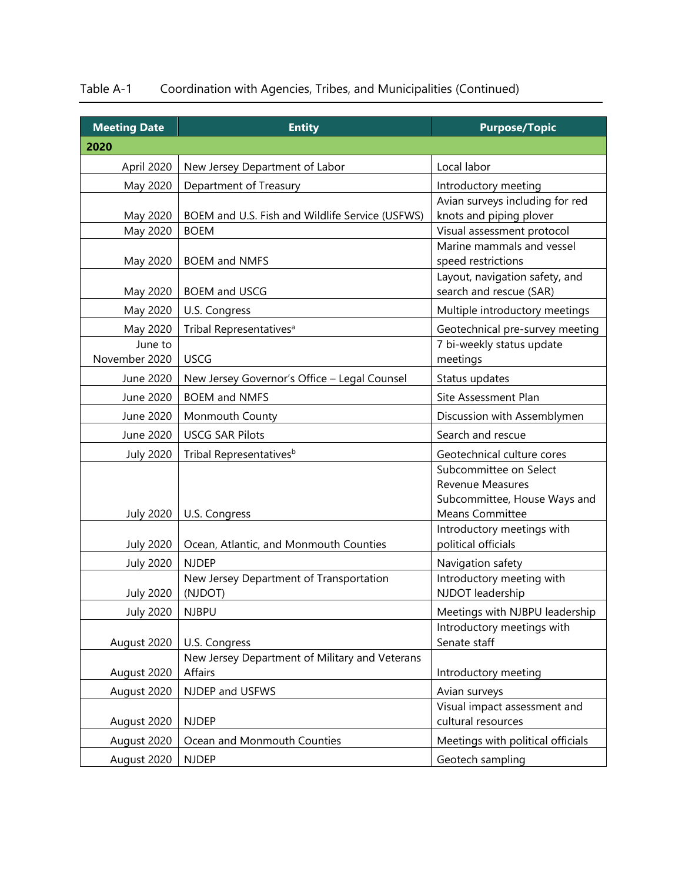Table A-1 Coordination with Agencies, Tribes, and Municipalities (Continued)

| Meeting Date | Entity | Purpose/Topic |
| --- | --- | --- |
| **2020** | | |
| April 2020 | New Jersey Department of Labor | Local labor |
| May 2020 | Department of Treasury | Introductory meeting |
| May 2020 | BOEM and U.S. Fish and Wildlife Service (USFWS) | Avian surveys including for red knots and piping plover |
| May 2020 | BOEM | Visual assessment protocol |
| May 2020 | BOEM and NMFS | Marine mammals and vessel speed restrictions |
| May 2020 | BOEM and USCG | Layout, navigation safety, and search and rescue (SAR) |
| May 2020 | U.S. Congress | Multiple introductory meetings |
| May 2020 | Tribal Representatives[a] | Geotechnical pre-survey meeting |
| June to November 2020 | USCG | 7 bi-weekly status update meetings |
| June 2020 | New Jersey Governor's Office – Legal Counsel | Status updates |
| June 2020 | BOEM and NMFS | Site Assessment Plan |
| June 2020 | Monmouth County | Discussion with Assemblymen |
| June 2020 | USCG SAR Pilots | Search and rescue |
| July 2020 | Tribal Representatives[b] | Geotechnical culture cores |
| July 2020 | U.S. Congress | Subcommittee on Select Revenue Measures Subcommittee, House Ways and Means Committee |
| July 2020 | Ocean, Atlantic, and Monmouth Counties | Introductory meetings with political officials |
| July 2020 | NJDEP | Navigation safety |
| July 2020 | New Jersey Department of Transportation (NJDOT) | Introductory meeting with NJDOT leadership |
| July 2020 | NJBPU | Meetings with NJBPU leadership |
| August 2020 | U.S. Congress | Introductory meetings with Senate staff |
| August 2020 | New Jersey Department of Military and Veterans Affairs | Introductory meeting |
| August 2020 | NJDEP and USFWS | Avian surveys |
| August 2020 | NJDEP | Visual impact assessment and cultural resources |
| August 2020 | Ocean and Monmouth Counties | Meetings with political officials |
| August 2020 | NJDEP | Geotech sampling |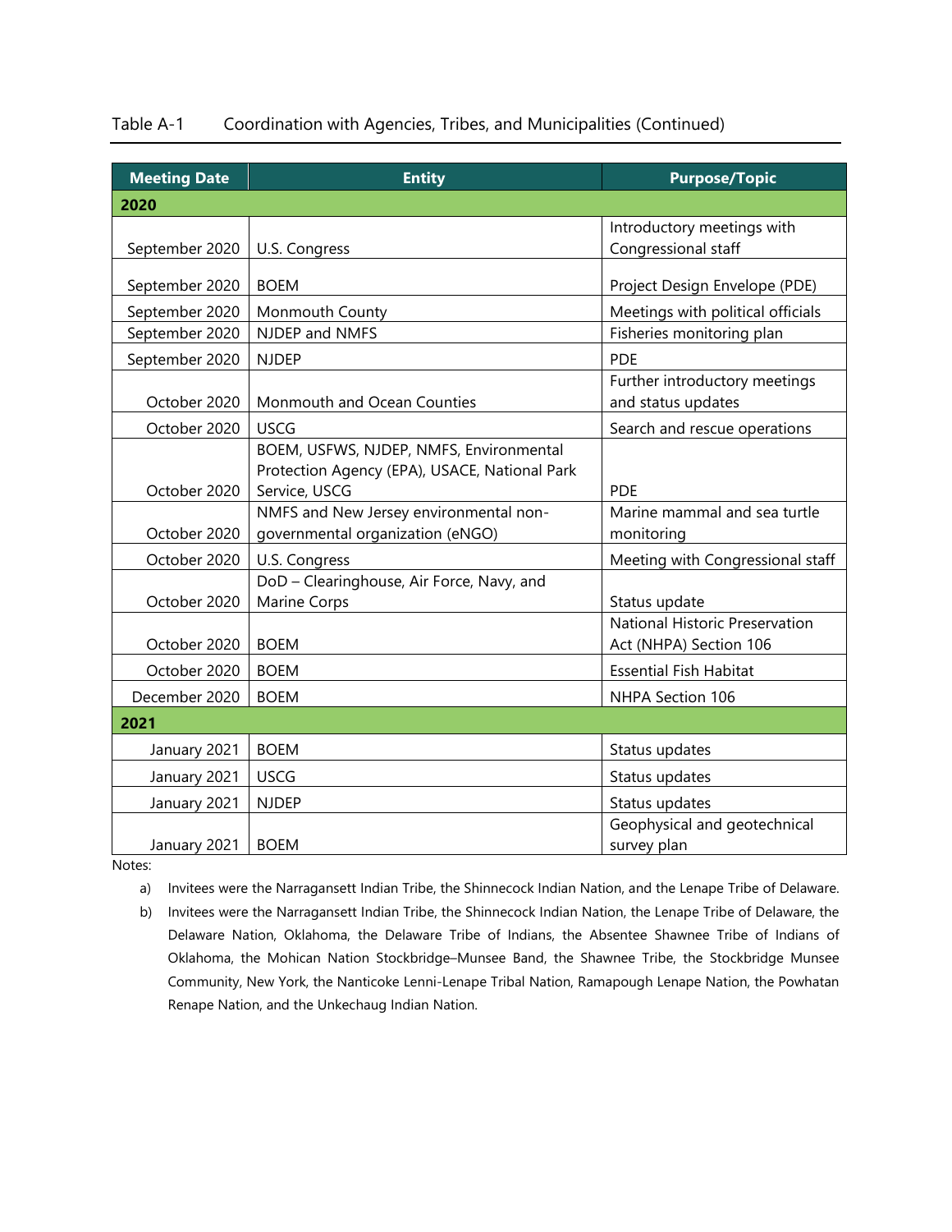Table A-1 Coordination with Agencies, Tribes, and Municipalities (Continued)

| Meeting Date | Entity | Purpose/Topic |
|---|---|---|
| **2020** | | |
| September 2020 | U.S. Congress | Introductory meetings with Congressional staff |
| September 2020 | BOEM | Project Design Envelope (PDE) |
| September 2020 | Monmouth County | Meetings with political officials |
| September 2020 | NJDEP and NMFS | Fisheries monitoring plan |
| September 2020 | NJDEP | PDE |
| October 2020 | Monmouth and Ocean Counties | Further introductory meetings and status updates |
| October 2020 | USCG | Search and rescue operations |
| October 2020 | BOEM, USFWS, NJDEP, NMFS, Environmental Protection Agency (EPA), USACE, National Park Service, USCG | PDE |
| October 2020 | NMFS and New Jersey environmental non-governmental organization (eNGO) | Marine mammal and sea turtle monitoring |
| October 2020 | U.S. Congress | Meeting with Congressional staff |
| October 2020 | DoD – Clearinghouse, Air Force, Navy, and Marine Corps | Status update |
| October 2020 | BOEM | National Historic Preservation Act (NHPA) Section 106 |
| October 2020 | BOEM | Essential Fish Habitat |
| December 2020 | BOEM | NHPA Section 106 |
| **2021** | | |
| January 2021 | BOEM | Status updates |
| January 2021 | USCG | Status updates |
| January 2021 | NJDEP | Status updates |
| January 2021 | BOEM | Geophysical and geotechnical survey plan |

Notes:

a) Invitees were the Narragansett Indian Tribe, the Shinnecock Indian Nation, and the Lenape Tribe of Delaware.

b) Invitees were the Narragansett Indian Tribe, the Shinnecock Indian Nation, the Lenape Tribe of Delaware, the Delaware Nation, Oklahoma, the Delaware Tribe of Indians, the Absentee Shawnee Tribe of Indians of Oklahoma, the Mohican Nation Stockbridge–Munsee Band, the Shawnee Tribe, the Stockbridge Munsee Community, New York, the Nanticoke Lenni-Lenape Tribal Nation, Ramapough Lenape Nation, the Powhatan Renape Nation, and the Unkechaug Indian Nation.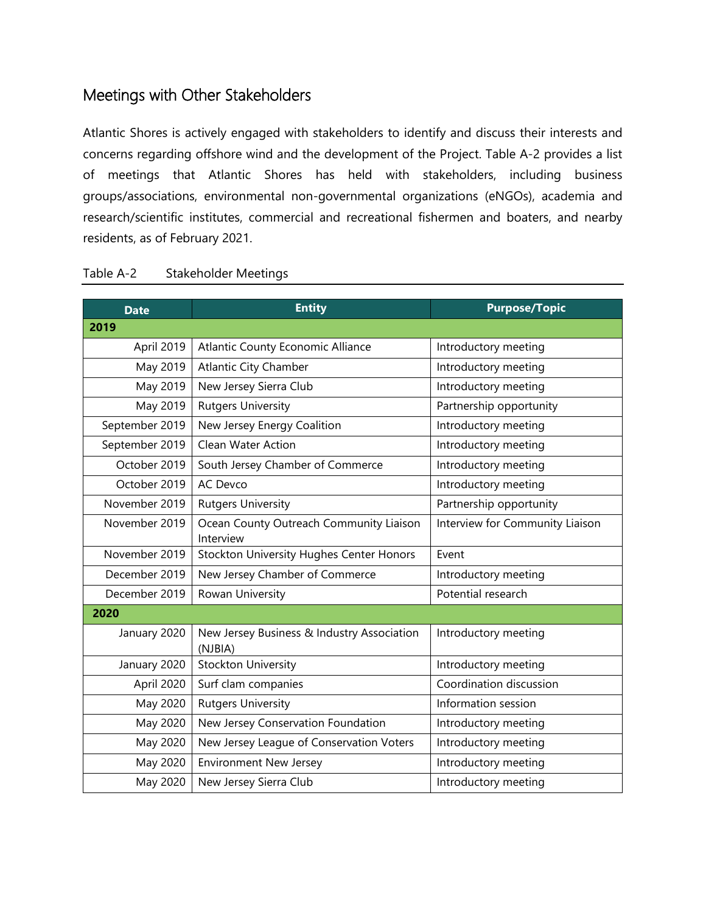## Meetings with Other Stakeholders

Atlantic Shores is actively engaged with stakeholders to identify and discuss their interests and concerns regarding offshore wind and the development of the Project. Table A-2 provides a list of meetings that Atlantic Shores has held with stakeholders, including business groups/associations, environmental non-governmental organizations (eNGOs), academia and research/scientific institutes, commercial and recreational fishermen and boaters, and nearby residents, as of February 2021.

Table A-2 Stakeholder Meetings

| Date | Entity | Purpose/Topic |
|---|---|---|
| **2019** | | |
| April 2019 | Atlantic County Economic Alliance | Introductory meeting |
| May 2019 | Atlantic City Chamber | Introductory meeting |
| May 2019 | New Jersey Sierra Club | Introductory meeting |
| May 2019 | Rutgers University | Partnership opportunity |
| September 2019 | New Jersey Energy Coalition | Introductory meeting |
| September 2019 | Clean Water Action | Introductory meeting |
| October 2019 | South Jersey Chamber of Commerce | Introductory meeting |
| October 2019 | AC Devco | Introductory meeting |
| November 2019 | Rutgers University | Partnership opportunity |
| November 2019 | Ocean County Outreach Community Liaison Interview | Interview for Community Liaison |
| November 2019 | Stockton University Hughes Center Honors | Event |
| December 2019 | New Jersey Chamber of Commerce | Introductory meeting |
| December 2019 | Rowan University | Potential research |
| **2020** | | |
| January 2020 | New Jersey Business & Industry Association (NJBIA) | Introductory meeting |
| January 2020 | Stockton University | Introductory meeting |
| April 2020 | Surf clam companies | Coordination discussion |
| May 2020 | Rutgers University | Information session |
| May 2020 | New Jersey Conservation Foundation | Introductory meeting |
| May 2020 | New Jersey League of Conservation Voters | Introductory meeting |
| May 2020 | Environment New Jersey | Introductory meeting |
| May 2020 | New Jersey Sierra Club | Introductory meeting |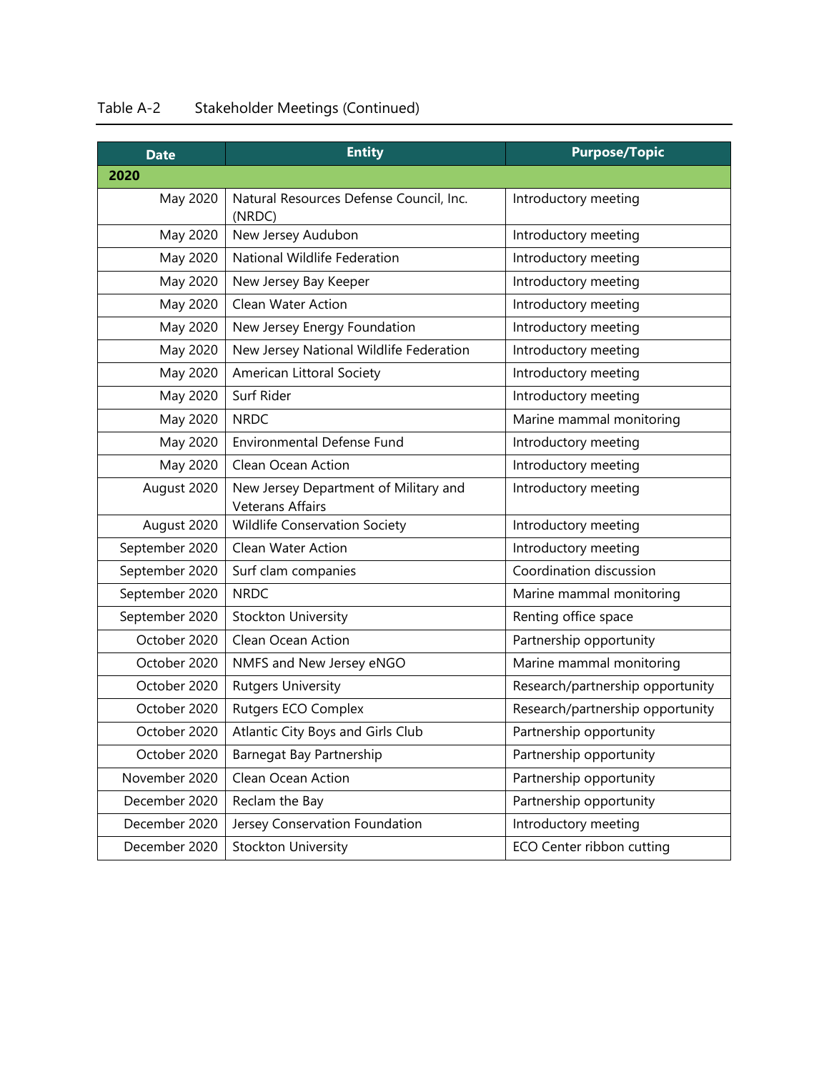Table A-2 Stakeholder Meetings (Continued)

| Date | Entity | Purpose/Topic |
|---|---|---|
| **2020** | | |
| May 2020 | Natural Resources Defense Council, Inc. (NRDC) | Introductory meeting |
| May 2020 | New Jersey Audubon | Introductory meeting |
| May 2020 | National Wildlife Federation | Introductory meeting |
| May 2020 | New Jersey Bay Keeper | Introductory meeting |
| May 2020 | Clean Water Action | Introductory meeting |
| May 2020 | New Jersey Energy Foundation | Introductory meeting |
| May 2020 | New Jersey National Wildlife Federation | Introductory meeting |
| May 2020 | American Littoral Society | Introductory meeting |
| May 2020 | Surf Rider | Introductory meeting |
| May 2020 | NRDC | Marine mammal monitoring |
| May 2020 | Environmental Defense Fund | Introductory meeting |
| May 2020 | Clean Ocean Action | Introductory meeting |
| August 2020 | New Jersey Department of Military and Veterans Affairs | Introductory meeting |
| August 2020 | Wildlife Conservation Society | Introductory meeting |
| September 2020 | Clean Water Action | Introductory meeting |
| September 2020 | Surf clam companies | Coordination discussion |
| September 2020 | NRDC | Marine mammal monitoring |
| September 2020 | Stockton University | Renting office space |
| October 2020 | Clean Ocean Action | Partnership opportunity |
| October 2020 | NMFS and New Jersey eNGO | Marine mammal monitoring |
| October 2020 | Rutgers University | Research/partnership opportunity |
| October 2020 | Rutgers ECO Complex | Research/partnership opportunity |
| October 2020 | Atlantic City Boys and Girls Club | Partnership opportunity |
| October 2020 | Barnegat Bay Partnership | Partnership opportunity |
| November 2020 | Clean Ocean Action | Partnership opportunity |
| December 2020 | Reclam the Bay | Partnership opportunity |
| December 2020 | Jersey Conservation Foundation | Introductory meeting |
| December 2020 | Stockton University | ECO Center ribbon cutting |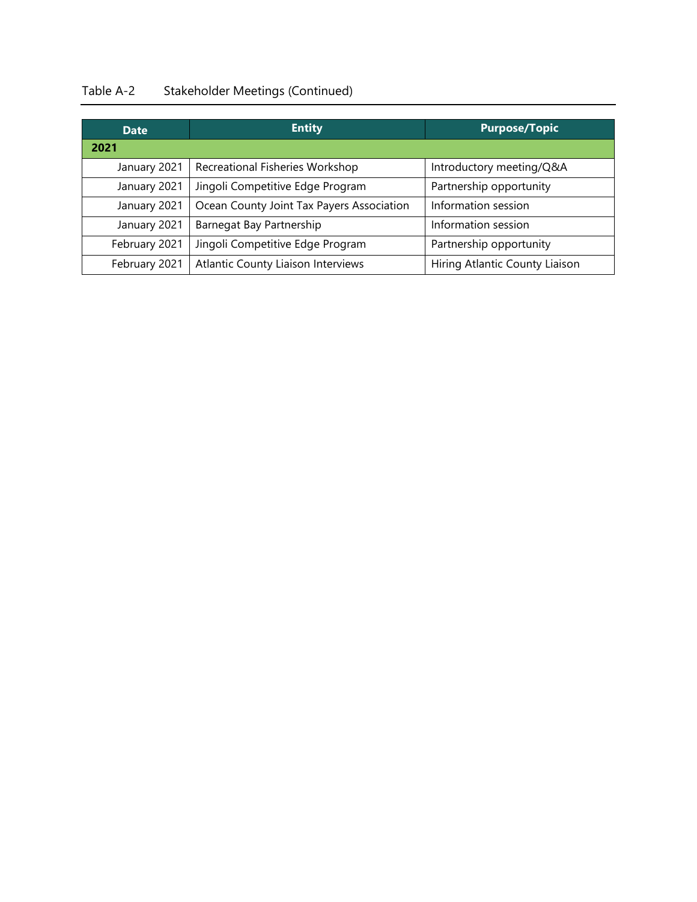Table A-2 Stakeholder Meetings (Continued)

| Date | Entity | Purpose/Topic |
|---|---|---|
| **2021** | | |
| January 2021 | Recreational Fisheries Workshop | Introductory meeting/Q&A |
| January 2021 | Jingoli Competitive Edge Program | Partnership opportunity |
| January 2021 | Ocean County Joint Tax Payers Association | Information session |
| January 2021 | Barnegat Bay Partnership | Information session |
| February 2021 | Jingoli Competitive Edge Program | Partnership opportunity |
| February 2021 | Atlantic County Liaison Interviews | Hiring Atlantic County Liaison |